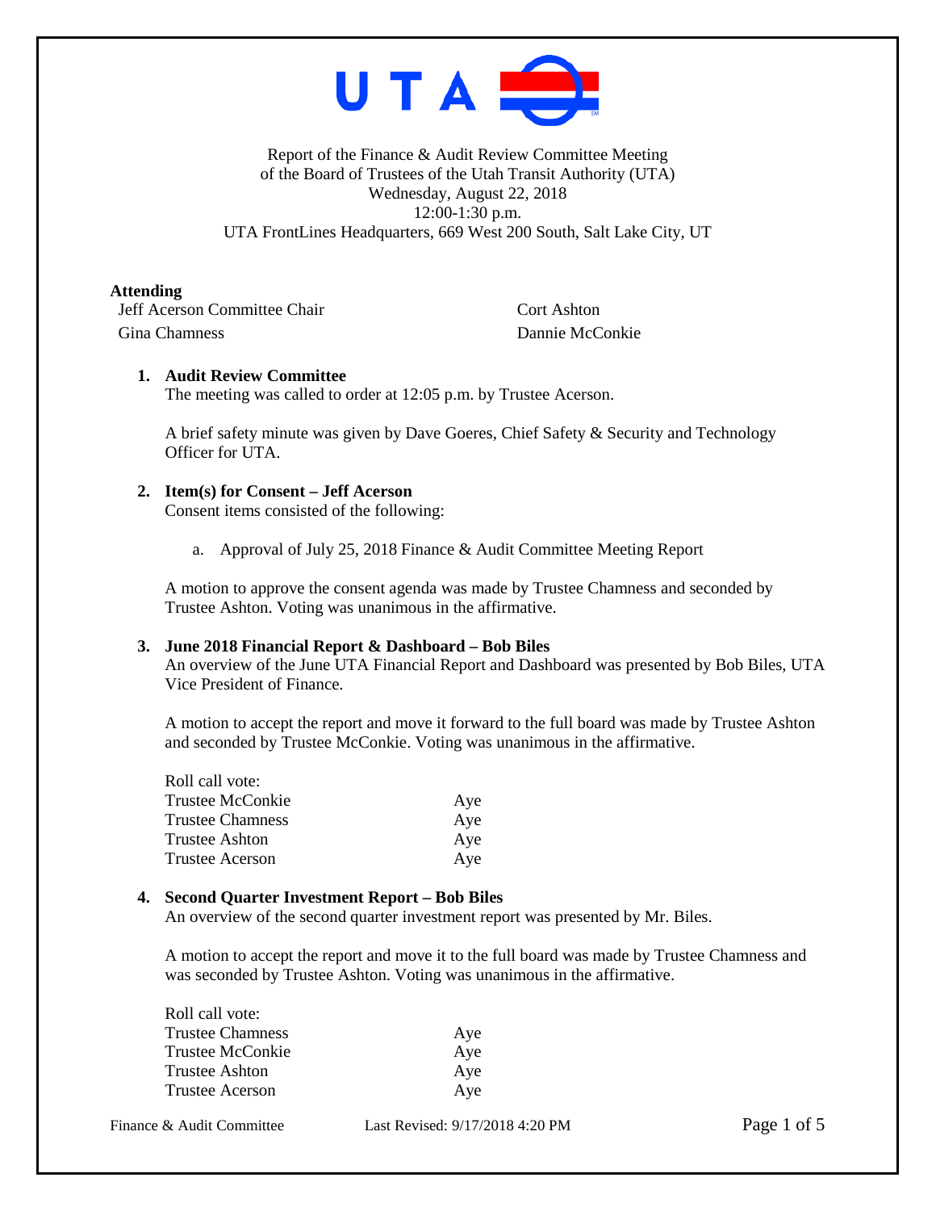Report of the Finance & Audit Review Committee Meeting
of the Board of Trustees of the Utah Transit Authority (UTA)
Wednesday, August 22, 2018
12:00-1:30 p.m.
UTA FrontLines Headquarters, 669 West 200 South, Salt Lake City, UT

**Attending**

| | |
|---|---|
| Jeff Acerson Committee Chair | Cort Ashton |
| Gina Chamness | Dannie McConkie |

1. **Audit Review Committee**
   The meeting was called to order at 12:05 p.m. by Trustee Acerson.

   A brief safety minute was given by Dave Goeres, Chief Safety & Security and Technology Officer for UTA.

2. **Item(s) for Consent – Jeff Acerson**
   Consent items consisted of the following:

   a. Approval of July 25, 2018 Finance & Audit Committee Meeting Report

   A motion to approve the consent agenda was made by Trustee Chamness and seconded by Trustee Ashton. Voting was unanimous in the affirmative.

3. **June 2018 Financial Report & Dashboard – Bob Biles**
   An overview of the June UTA Financial Report and Dashboard was presented by Bob Biles, UTA Vice President of Finance.

   A motion to accept the report and move it forward to the full board was made by Trustee Ashton and seconded by Trustee McConkie. Voting was unanimous in the affirmative.

   | Roll call vote: | |
   |---|---|
   | Trustee McConkie | Aye |
   | Trustee Chamness | Aye |
   | Trustee Ashton | Aye |
   | Trustee Acerson | Aye |

4. **Second Quarter Investment Report – Bob Biles**
   An overview of the second quarter investment report was presented by Mr. Biles.

   A motion to accept the report and move it to the full board was made by Trustee Chamness and was seconded by Trustee Ashton. Voting was unanimous in the affirmative.

   | Roll call vote: | |
   |---|---|
   | Trustee Chamness | Aye |
   | Trustee McConkie | Aye |
   | Trustee Ashton | Aye |
   | Trustee Acerson | Aye |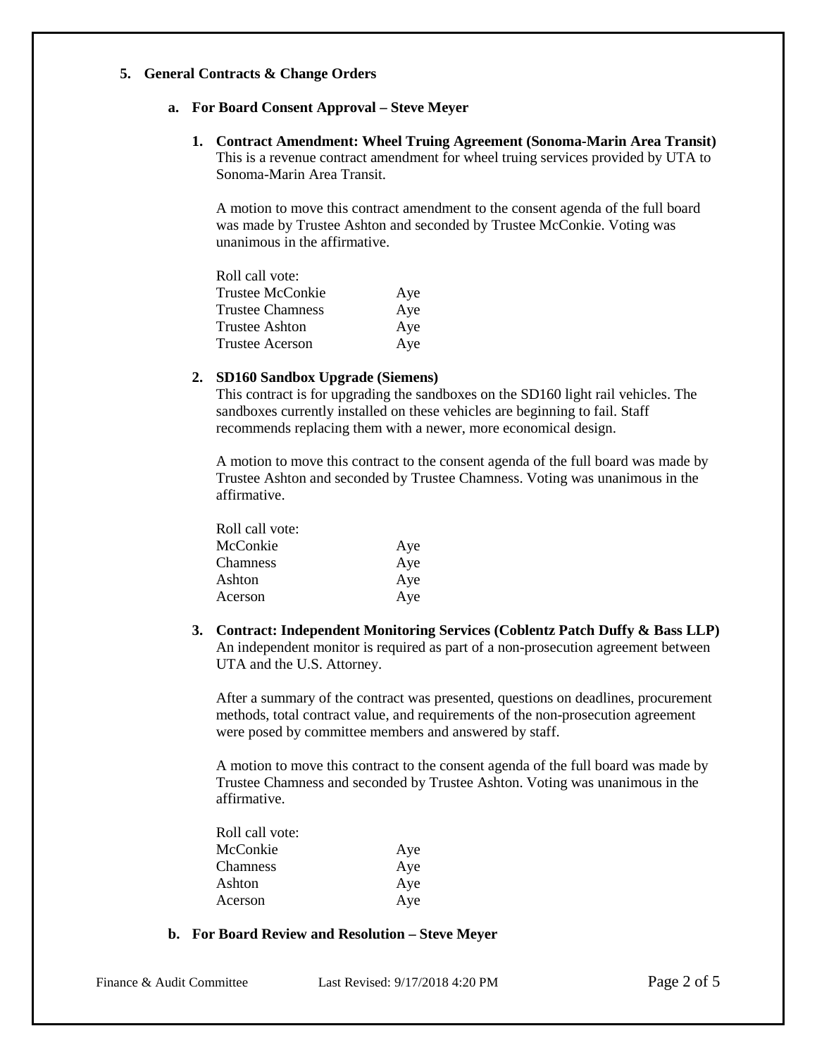**5. General Contracts & Change Orders**

**a. For Board Consent Approval – Steve Meyer**

**1. Contract Amendment: Wheel Truing Agreement (Sonoma-Marin Area Transit)**
This is a revenue contract amendment for wheel truing services provided by UTA to Sonoma-Marin Area Transit.

A motion to move this contract amendment to the consent agenda of the full board was made by Trustee Ashton and seconded by Trustee McConkie. Voting was unanimous in the affirmative.

Roll call vote:

| | |
|---|---|
| Trustee McConkie | Aye |
| Trustee Chamness | Aye |
| Trustee Ashton | Aye |
| Trustee Acerson | Aye |

**2. SD160 Sandbox Upgrade (Siemens)**
This contract is for upgrading the sandboxes on the SD160 light rail vehicles. The sandboxes currently installed on these vehicles are beginning to fail. Staff recommends replacing them with a newer, more economical design.

A motion to move this contract to the consent agenda of the full board was made by Trustee Ashton and seconded by Trustee Chamness. Voting was unanimous in the affirmative.

Roll call vote:

| | |
|---|---|
| McConkie | Aye |
| Chamness | Aye |
| Ashton | Aye |
| Acerson | Aye |

**3. Contract: Independent Monitoring Services (Coblentz Patch Duffy & Bass LLP)**
An independent monitor is required as part of a non-prosecution agreement between UTA and the U.S. Attorney.

After a summary of the contract was presented, questions on deadlines, procurement methods, total contract value, and requirements of the non-prosecution agreement were posed by committee members and answered by staff.

A motion to move this contract to the consent agenda of the full board was made by Trustee Chamness and seconded by Trustee Ashton. Voting was unanimous in the affirmative.

Roll call vote:

| | |
|---|---|
| McConkie | Aye |
| Chamness | Aye |
| Ashton | Aye |
| Acerson | Aye |

**b. For Board Review and Resolution – Steve Meyer**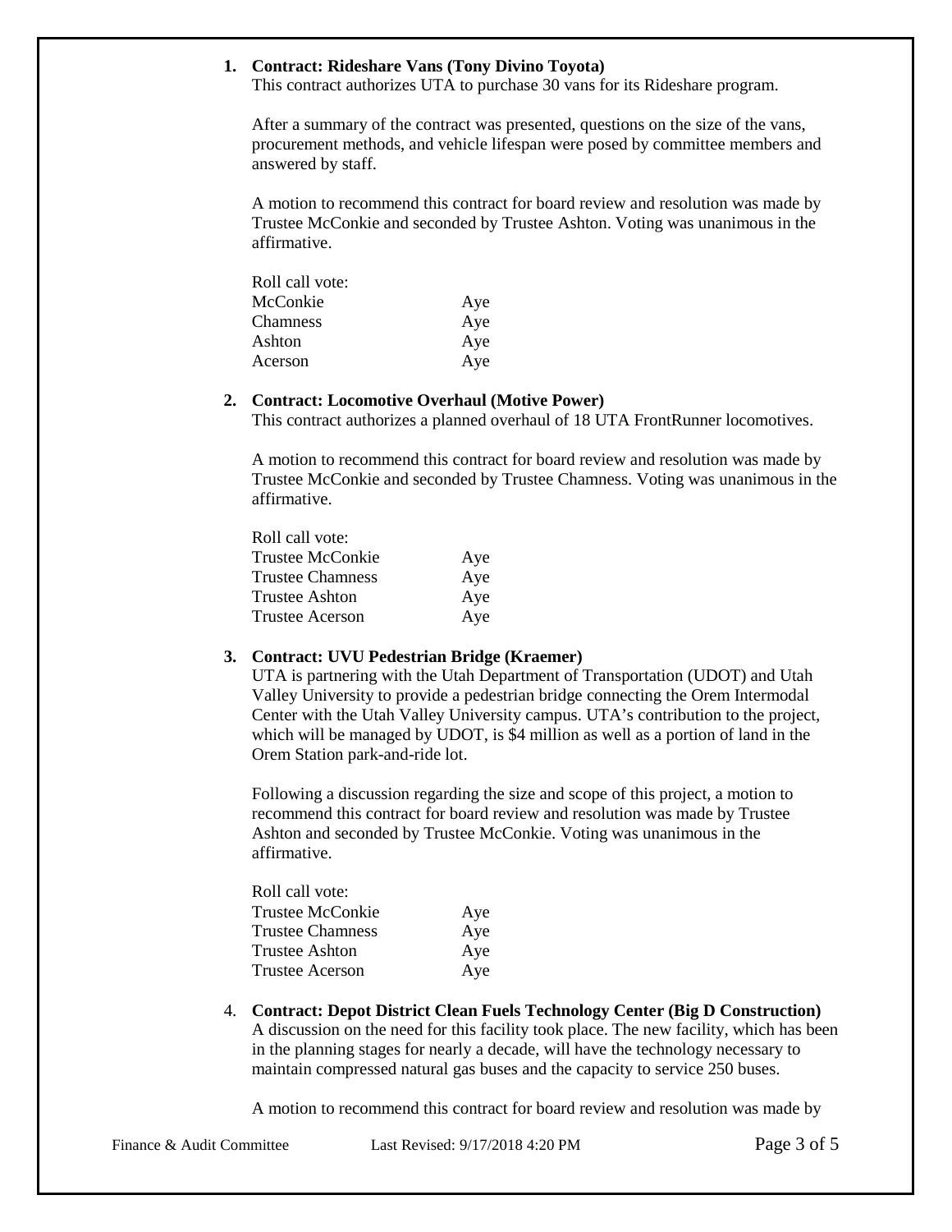1. **Contract: Rideshare Vans (Tony Divino Toyota)**
   This contract authorizes UTA to purchase 30 vans for its Rideshare program.

   After a summary of the contract was presented, questions on the size of the vans, procurement methods, and vehicle lifespan were posed by committee members and answered by staff.

   A motion to recommend this contract for board review and resolution was made by Trustee McConkie and seconded by Trustee Ashton. Voting was unanimous in the affirmative.

   Roll call vote:

   | | |
   |---|---|
   | McConkie | Aye |
   | Chamness | Aye |
   | Ashton | Aye |
   | Acerson | Aye |

2. **Contract: Locomotive Overhaul (Motive Power)**
   This contract authorizes a planned overhaul of 18 UTA FrontRunner locomotives.

   A motion to recommend this contract for board review and resolution was made by Trustee McConkie and seconded by Trustee Chamness. Voting was unanimous in the affirmative.

   Roll call vote:

   | | |
   |---|---|
   | Trustee McConkie | Aye |
   | Trustee Chamness | Aye |
   | Trustee Ashton | Aye |
   | Trustee Acerson | Aye |

3. **Contract: UVU Pedestrian Bridge (Kraemer)**
   UTA is partnering with the Utah Department of Transportation (UDOT) and Utah Valley University to provide a pedestrian bridge connecting the Orem Intermodal Center with the Utah Valley University campus. UTA's contribution to the project, which will be managed by UDOT, is $4 million as well as a portion of land in the Orem Station park-and-ride lot.

   Following a discussion regarding the size and scope of this project, a motion to recommend this contract for board review and resolution was made by Trustee Ashton and seconded by Trustee McConkie. Voting was unanimous in the affirmative.

   Roll call vote:

   | | |
   |---|---|
   | Trustee McConkie | Aye |
   | Trustee Chamness | Aye |
   | Trustee Ashton | Aye |
   | Trustee Acerson | Aye |

4. **Contract: Depot District Clean Fuels Technology Center (Big D Construction)**
   A discussion on the need for this facility took place. The new facility, which has been in the planning stages for nearly a decade, will have the technology necessary to maintain compressed natural gas buses and the capacity to service 250 buses.

   A motion to recommend this contract for board review and resolution was made by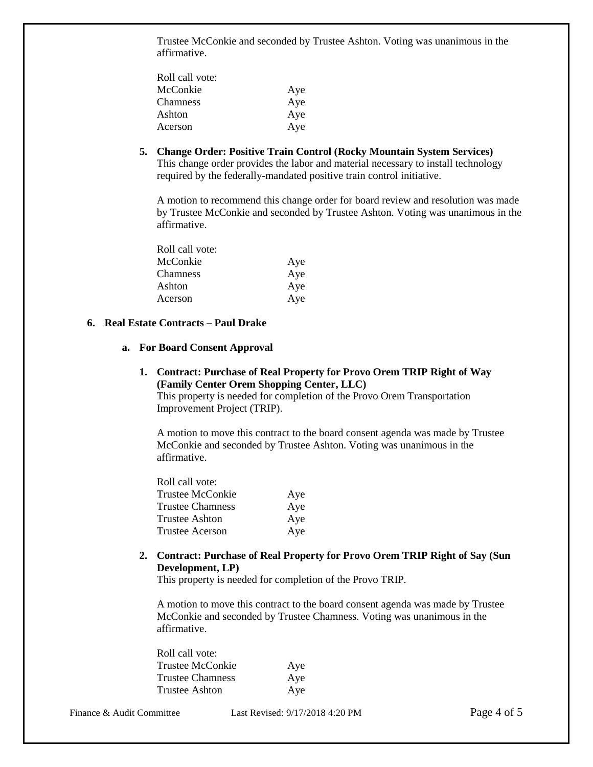Trustee McConkie and seconded by Trustee Ashton. Voting was unanimous in the affirmative.

Roll call vote:

| | |
|---|---|
| McConkie | Aye |
| Chamness | Aye |
| Ashton | Aye |
| Acerson | Aye |

5. **Change Order: Positive Train Control (Rocky Mountain System Services)**
   This change order provides the labor and material necessary to install technology required by the federally-mandated positive train control initiative.

   A motion to recommend this change order for board review and resolution was made by Trustee McConkie and seconded by Trustee Ashton. Voting was unanimous in the affirmative.

   Roll call vote:

   | | |
   |---|---|
   | McConkie | Aye |
   | Chamness | Aye |
   | Ashton | Aye |
   | Acerson | Aye |

## 6. Real Estate Contracts – Paul Drake

### a. For Board Consent Approval

1. **Contract: Purchase of Real Property for Provo Orem TRIP Right of Way (Family Center Orem Shopping Center, LLC)**
   This property is needed for completion of the Provo Orem Transportation Improvement Project (TRIP).

   A motion to move this contract to the board consent agenda was made by Trustee McConkie and seconded by Trustee Ashton. Voting was unanimous in the affirmative.

   Roll call vote:

   | | |
   |---|---|
   | Trustee McConkie | Aye |
   | Trustee Chamness | Aye |
   | Trustee Ashton | Aye |
   | Trustee Acerson | Aye |

2. **Contract: Purchase of Real Property for Provo Orem TRIP Right of Say (Sun Development, LP)**
   This property is needed for completion of the Provo TRIP.

   A motion to move this contract to the board consent agenda was made by Trustee McConkie and seconded by Trustee Chamness. Voting was unanimous in the affirmative.

   Roll call vote:

   | | |
   |---|---|
   | Trustee McConkie | Aye |
   | Trustee Chamness | Aye |
   | Trustee Ashton | Aye |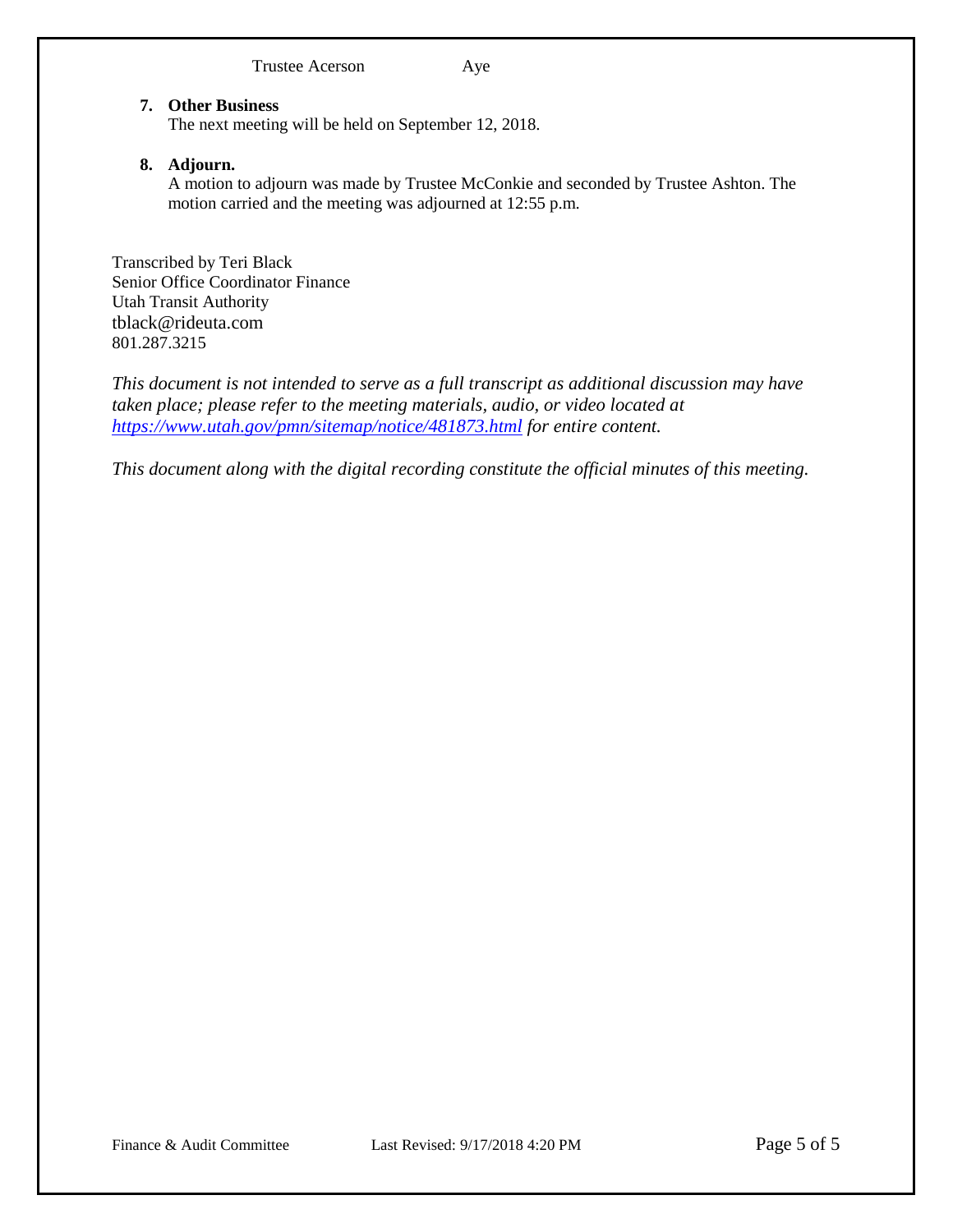Trustee Acerson Aye

7. **Other Business**
   The next meeting will be held on September 12, 2018.

8. **Adjourn.**
   A motion to adjourn was made by Trustee McConkie and seconded by Trustee Ashton. The motion carried and the meeting was adjourned at 12:55 p.m.

Transcribed by Teri Black
Senior Office Coordinator Finance
Utah Transit Authority
tblack@rideuta.com
801.287.3215

*This document is not intended to serve as a full transcript as additional discussion may have taken place; please refer to the meeting materials, audio, or video located at [https://www.utah.gov/pmn/sitemap/notice/481873.html](https://www.utah.gov/pmn/sitemap/notice/481873.html) for entire content.*

*This document along with the digital recording constitute the official minutes of this meeting.*